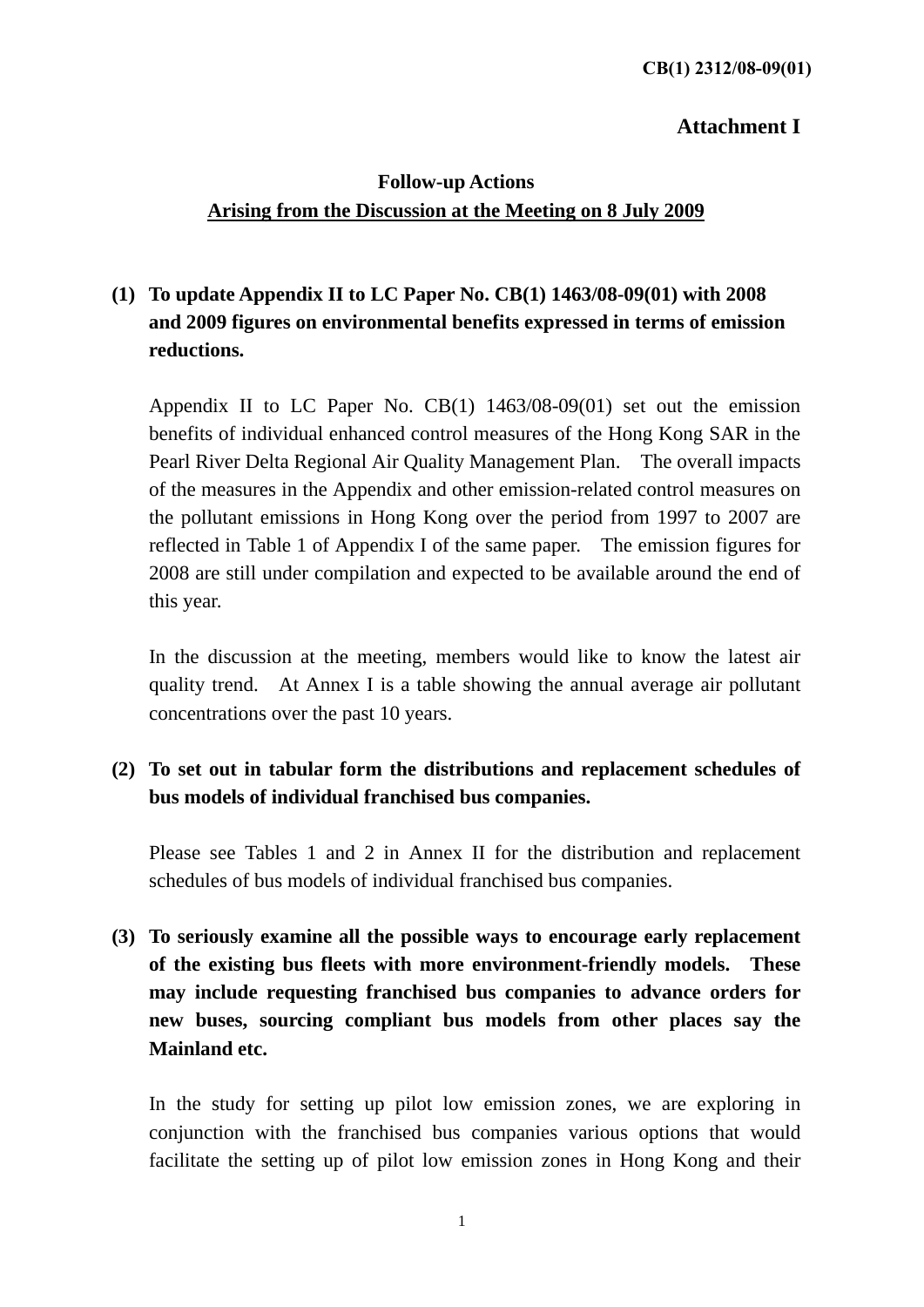CB(1) 2312/08-09(01)

**Attachment I**

**Follow-up Actions**
**Arising from the Discussion at the Meeting on 8 July 2009**

**(1) To update Appendix II to LC Paper No. CB(1) 1463/08-09(01) with 2008 and 2009 figures on environmental benefits expressed in terms of emission reductions.**

Appendix II to LC Paper No. CB(1) 1463/08-09(01) set out the emission benefits of individual enhanced control measures of the Hong Kong SAR in the Pearl River Delta Regional Air Quality Management Plan. The overall impacts of the measures in the Appendix and other emission-related control measures on the pollutant emissions in Hong Kong over the period from 1997 to 2007 are reflected in Table 1 of Appendix I of the same paper. The emission figures for 2008 are still under compilation and expected to be available around the end of this year.

In the discussion at the meeting, members would like to know the latest air quality trend. At Annex I is a table showing the annual average air pollutant concentrations over the past 10 years.

**(2) To set out in tabular form the distributions and replacement schedules of bus models of individual franchised bus companies.**

Please see Tables 1 and 2 in Annex II for the distribution and replacement schedules of bus models of individual franchised bus companies.

**(3) To seriously examine all the possible ways to encourage early replacement of the existing bus fleets with more environment-friendly models. These may include requesting franchised bus companies to advance orders for new buses, sourcing compliant bus models from other places say the Mainland etc.**

In the study for setting up pilot low emission zones, we are exploring in conjunction with the franchised bus companies various options that would facilitate the setting up of pilot low emission zones in Hong Kong and their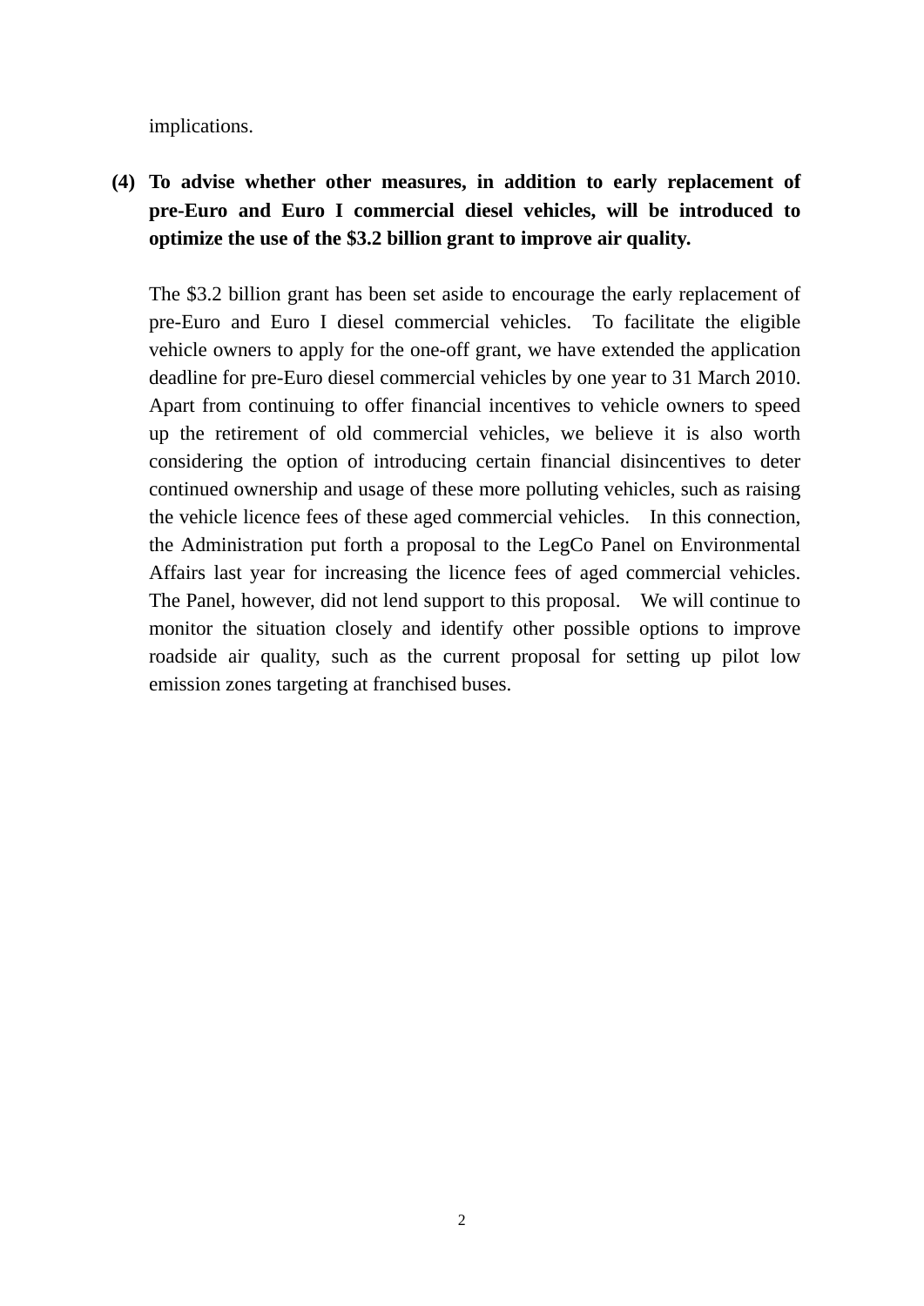implications.

**(4) To advise whether other measures, in addition to early replacement of pre-Euro and Euro I commercial diesel vehicles, will be introduced to optimize the use of the $3.2 billion grant to improve air quality.**

The $3.2 billion grant has been set aside to encourage the early replacement of pre-Euro and Euro I diesel commercial vehicles. To facilitate the eligible vehicle owners to apply for the one-off grant, we have extended the application deadline for pre-Euro diesel commercial vehicles by one year to 31 March 2010. Apart from continuing to offer financial incentives to vehicle owners to speed up the retirement of old commercial vehicles, we believe it is also worth considering the option of introducing certain financial disincentives to deter continued ownership and usage of these more polluting vehicles, such as raising the vehicle licence fees of these aged commercial vehicles. In this connection, the Administration put forth a proposal to the LegCo Panel on Environmental Affairs last year for increasing the licence fees of aged commercial vehicles. The Panel, however, did not lend support to this proposal. We will continue to monitor the situation closely and identify other possible options to improve roadside air quality, such as the current proposal for setting up pilot low emission zones targeting at franchised buses.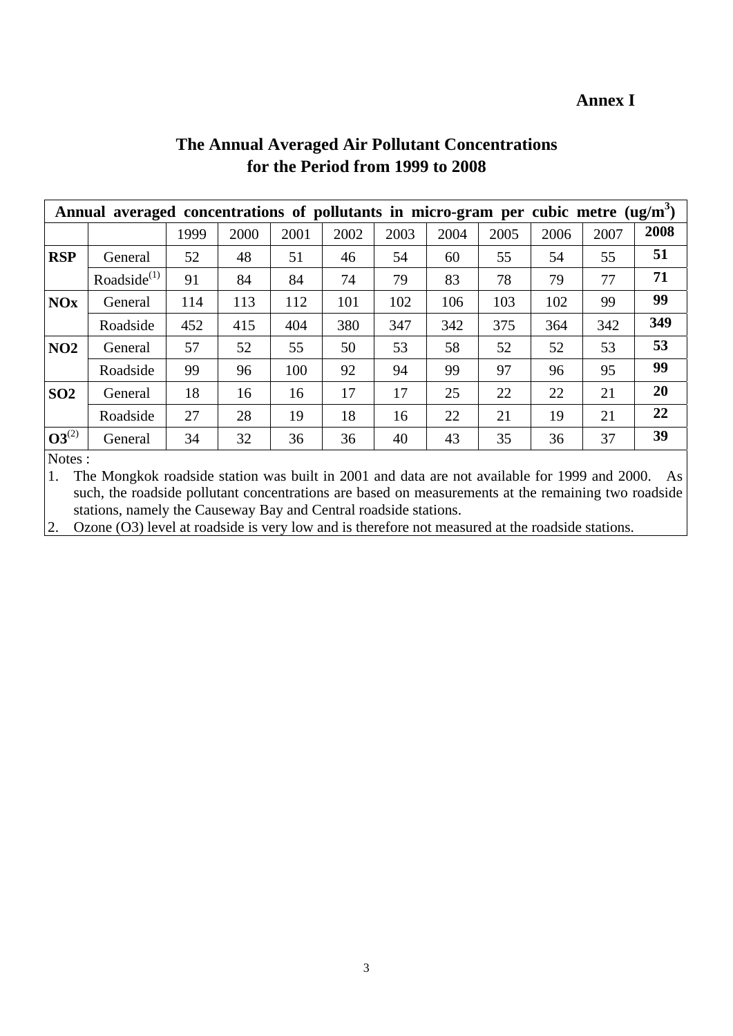**Annex I**

# The Annual Averaged Air Pollutant Concentrations for the Period from 1999 to 2008

| Annual averaged concentrations of pollutants in micro-gram per cubic metre ($ug/m^3$) | | | | | | | | | | | |
|---|---|---|---|---|---|---|---|---|---|---|---|
| | | 1999 | 2000 | 2001 | 2002 | 2003 | 2004 | 2005 | 2006 | 2007 | **2008** |
| **RSP** | General | 52 | 48 | 51 | 46 | 54 | 60 | 55 | 54 | 55 | **51** |
| | Roadside[(1)] | 91 | 84 | 84 | 74 | 79 | 83 | 78 | 79 | 77 | **71** |
| **NOx** | General | 114 | 113 | 112 | 101 | 102 | 106 | 103 | 102 | 99 | **99** |
| | Roadside | 452 | 415 | 404 | 380 | 347 | 342 | 375 | 364 | 342 | **349** |
| **NO2** | General | 57 | 52 | 55 | 50 | 53 | 58 | 52 | 52 | 53 | **53** |
| | Roadside | 99 | 96 | 100 | 92 | 94 | 99 | 97 | 96 | 95 | **99** |
| **SO2** | General | 18 | 16 | 16 | 17 | 17 | 25 | 22 | 22 | 21 | **20** |
| | Roadside | 27 | 28 | 19 | 18 | 16 | 22 | 21 | 19 | 21 | **22** |
| **O3**[(2)] | General | 34 | 32 | 36 | 36 | 40 | 43 | 35 | 36 | 37 | **39** |

Notes :

1. The Mongkok roadside station was built in 2001 and data are not available for 1999 and 2000. As such, the roadside pollutant concentrations are based on measurements at the remaining two roadside stations, namely the Causeway Bay and Central roadside stations.
2. Ozone (O3) level at roadside is very low and is therefore not measured at the roadside stations.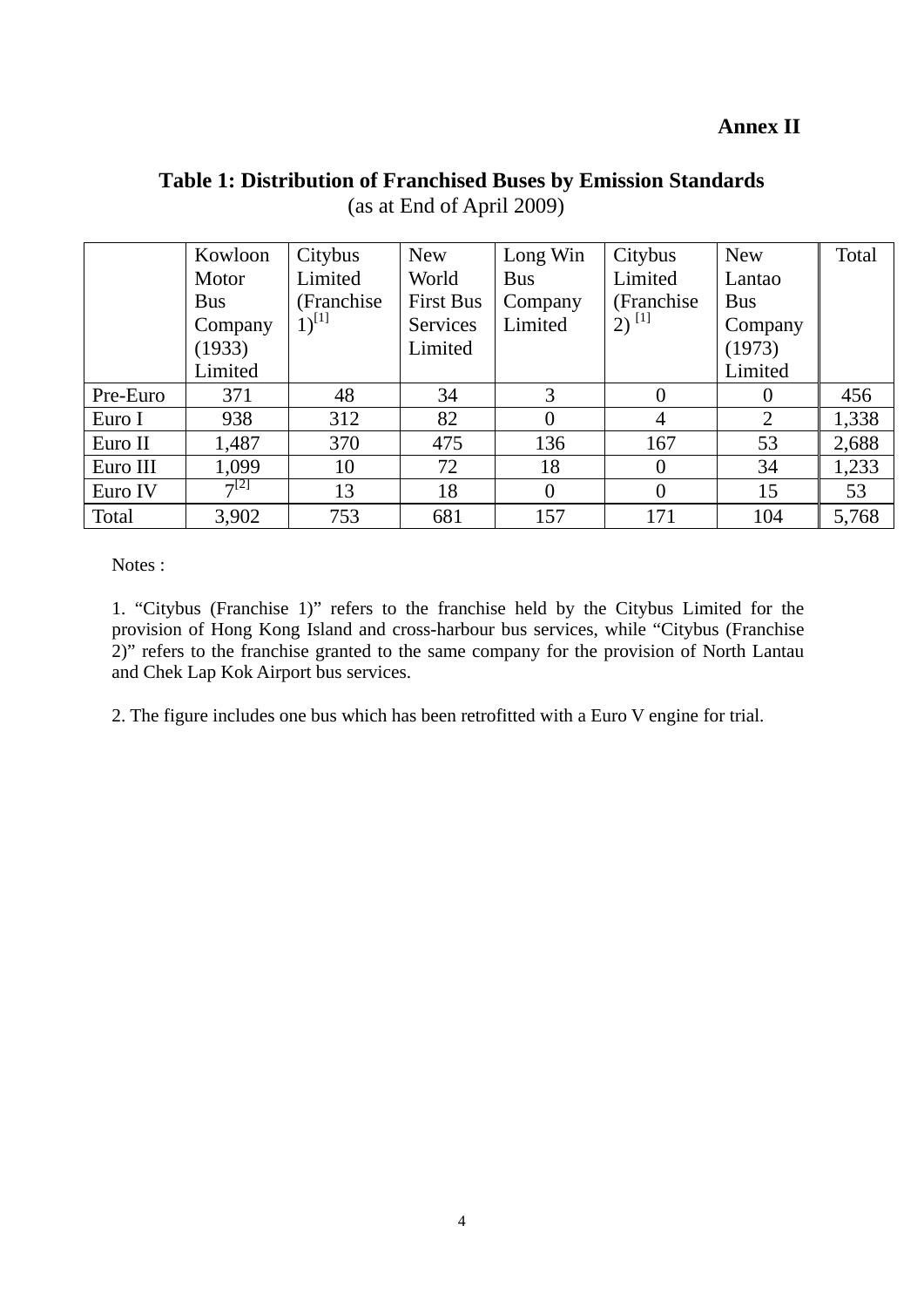**Annex II**

**Table 1: Distribution of Franchised Buses by Emission Standards**
(as at End of April 2009)

| | Kowloon Motor Bus Company (1933) Limited | Citybus Limited (Franchise 1)[1] | New World First Bus Services Limited | Long Win Bus Company Limited | Citybus Limited (Franchise 2) [1] | New Lantao Bus Company (1973) Limited | Total |
|---|---|---|---|---|---|---|---|
| Pre-Euro | 371 | 48 | 34 | 3 | 0 | 0 | 456 |
| Euro I | 938 | 312 | 82 | 0 | 4 | 2 | 1,338 |
| Euro II | 1,487 | 370 | 475 | 136 | 167 | 53 | 2,688 |
| Euro III | 1,099 | 10 | 72 | 18 | 0 | 34 | 1,233 |
| Euro IV | 7[2] | 13 | 18 | 0 | 0 | 15 | 53 |
| Total | 3,902 | 753 | 681 | 157 | 171 | 104 | 5,768 |

Notes :

1. "Citybus (Franchise 1)" refers to the franchise held by the Citybus Limited for the provision of Hong Kong Island and cross-harbour bus services, while "Citybus (Franchise 2)" refers to the franchise granted to the same company for the provision of North Lantau and Chek Lap Kok Airport bus services.

2. The figure includes one bus which has been retrofitted with a Euro V engine for trial.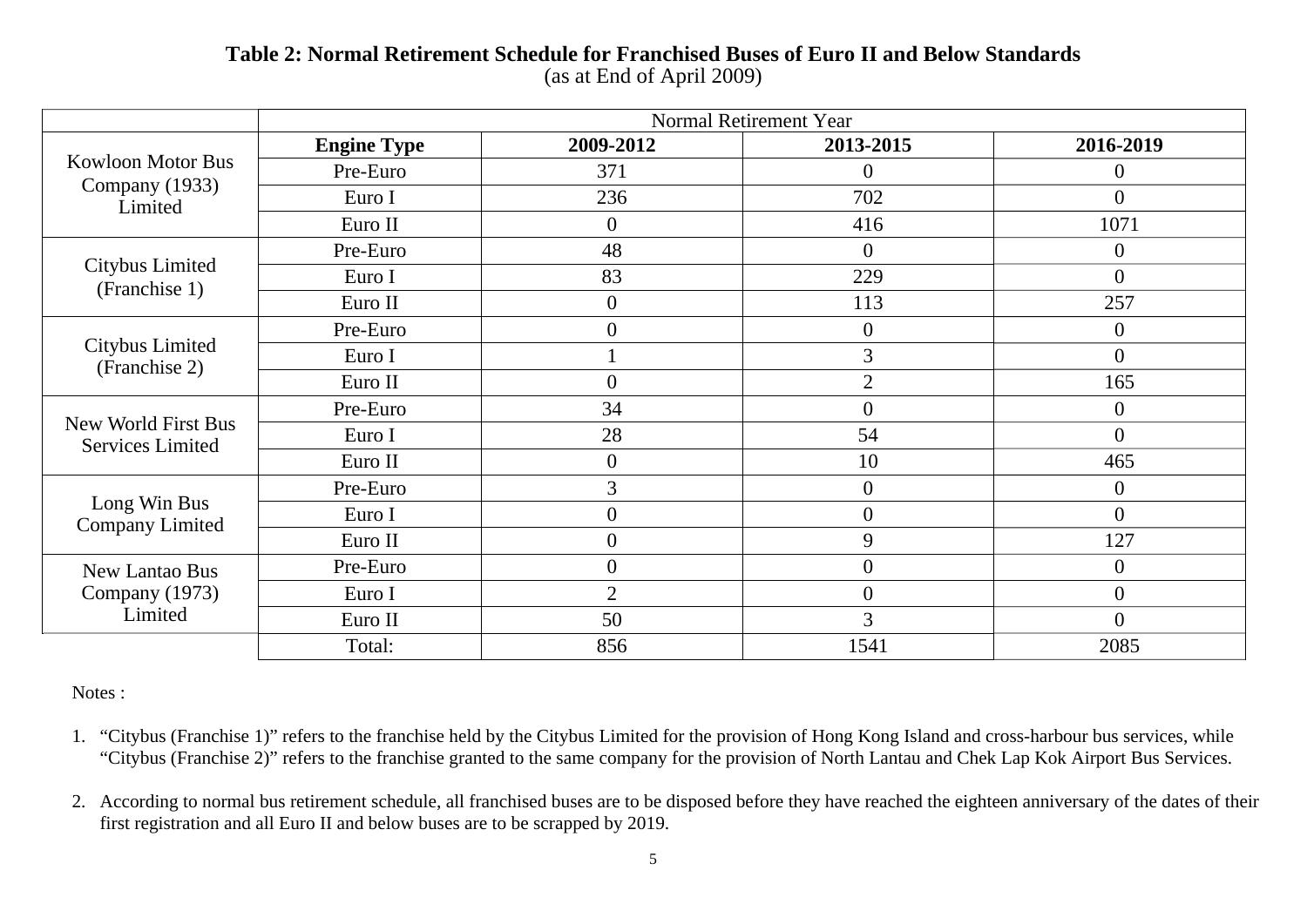**Table 2: Normal Retirement Schedule for Franchised Buses of Euro II and Below Standards**
(as at End of April 2009)

| | Normal Retirement Year | | | |
|---|---|---|---|---|
| | **Engine Type** | **2009-2012** | **2013-2015** | **2016-2019** |
| Kowloon Motor Bus Company (1933) Limited | Pre-Euro | 371 | 0 | 0 |
| | Euro I | 236 | 702 | 0 |
| | Euro II | 0 | 416 | 1071 |
| Citybus Limited (Franchise 1) | Pre-Euro | 48 | 0 | 0 |
| | Euro I | 83 | 229 | 0 |
| | Euro II | 0 | 113 | 257 |
| Citybus Limited (Franchise 2) | Pre-Euro | 0 | 0 | 0 |
| | Euro I | 1 | 3 | 0 |
| | Euro II | 0 | 2 | 165 |
| New World First Bus Services Limited | Pre-Euro | 34 | 0 | 0 |
| | Euro I | 28 | 54 | 0 |
| | Euro II | 0 | 10 | 465 |
| Long Win Bus Company Limited | Pre-Euro | 3 | 0 | 0 |
| | Euro I | 0 | 0 | 0 |
| | Euro II | 0 | 9 | 127 |
| New Lantao Bus Company (1973) Limited | Pre-Euro | 0 | 0 | 0 |
| | Euro I | 2 | 0 | 0 |
| | Euro II | 50 | 3 | 0 |
| | Total: | 856 | 1541 | 2085 |

Notes :

1. "Citybus (Franchise 1)" refers to the franchise held by the Citybus Limited for the provision of Hong Kong Island and cross-harbour bus services, while "Citybus (Franchise 2)" refers to the franchise granted to the same company for the provision of North Lantau and Chek Lap Kok Airport Bus Services.

2. According to normal bus retirement schedule, all franchised buses are to be disposed before they have reached the eighteen anniversary of the dates of their first registration and all Euro II and below buses are to be scrapped by 2019.